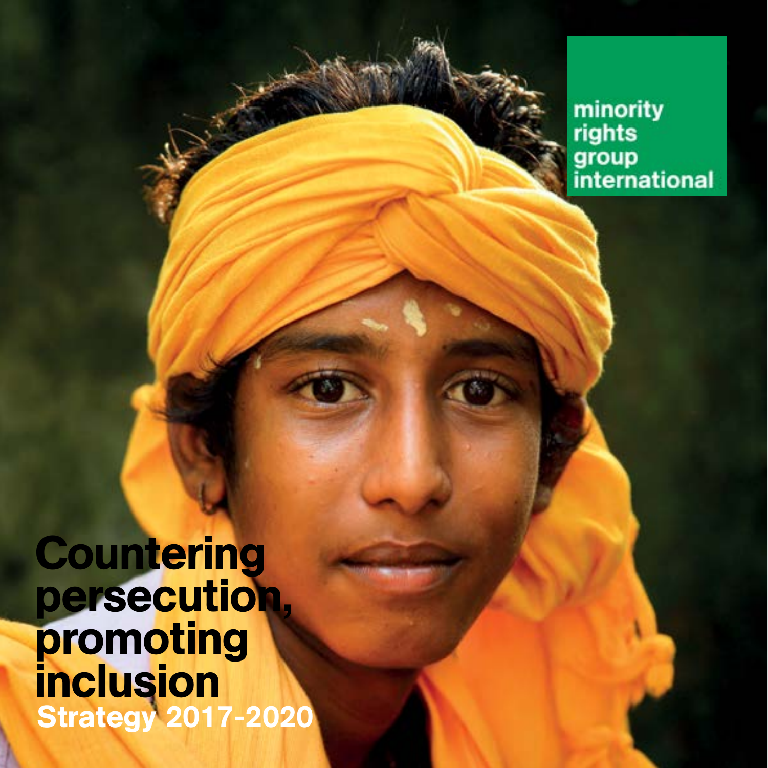minority rights group international

# Countering persecution, promoting inclusion

## Strategy 2017-2020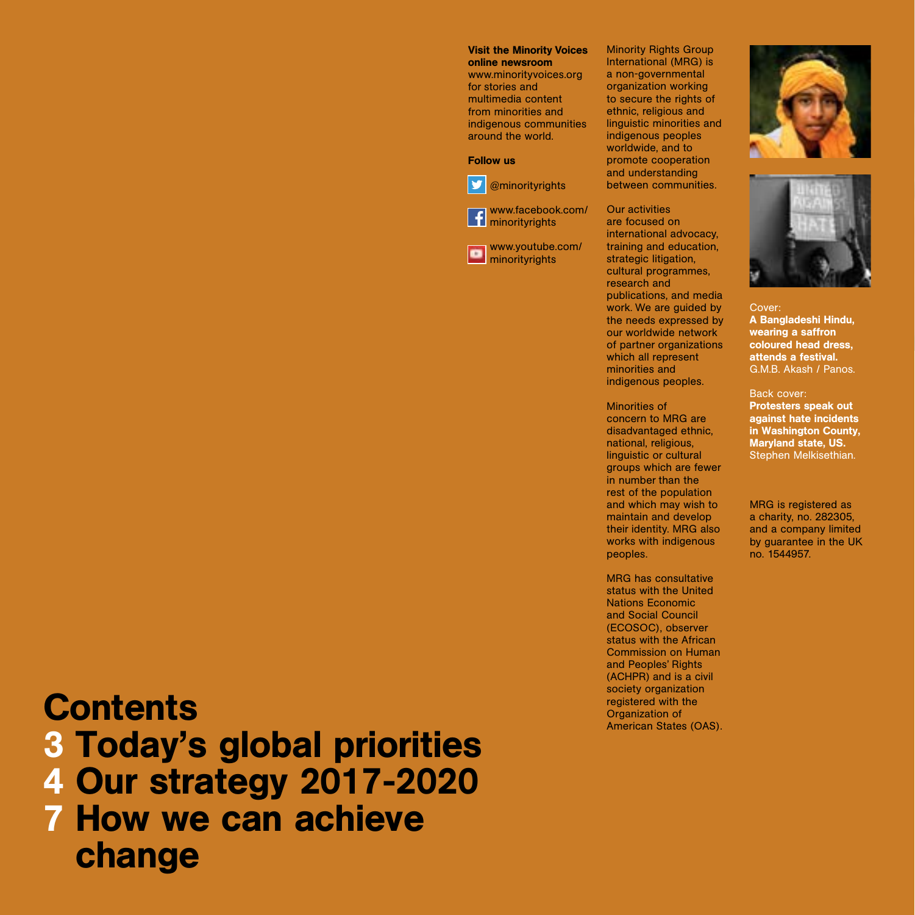**Visit the Minority Voices online newsroom**
www.minorityvoices.org for stories and multimedia content from minorities and indigenous communities around the world.

**Follow us**

@minorityrights

www.facebook.com/minorityrights

www.youtube.com/minorityrights

Minority Rights Group International (MRG) is a non-governmental organization working to secure the rights of ethnic, religious and linguistic minorities and indigenous peoples worldwide, and to promote cooperation and understanding between communities.

Our activities are focused on international advocacy, training and education, strategic litigation, cultural programmes, research and publications, and media work. We are guided by the needs expressed by our worldwide network of partner organizations which all represent minorities and indigenous peoples.

Minorities of concern to MRG are disadvantaged ethnic, national, religious, linguistic or cultural groups which are fewer in number than the rest of the population and which may wish to maintain and develop their identity. MRG also works with indigenous peoples.

MRG has consultative status with the United Nations Economic and Social Council (ECOSOC), observer status with the African Commission on Human and Peoples' Rights (ACHPR) and is a civil society organization registered with the Organization of American States (OAS).

Cover:
**A Bangladeshi Hindu, wearing a saffron coloured head dress, attends a festival.**
G.M.B. Akash / Panos.

Back cover:
**Protesters speak out against hate incidents in Washington County, Maryland state, US.**
Stephen Melkisethian.

MRG is registered as a charity, no. 282305, and a company limited by guarantee in the UK no. 1544957.

# Contents
# 3 Today's global priorities
# 4 Our strategy 2017-2020
# 7 How we can achieve change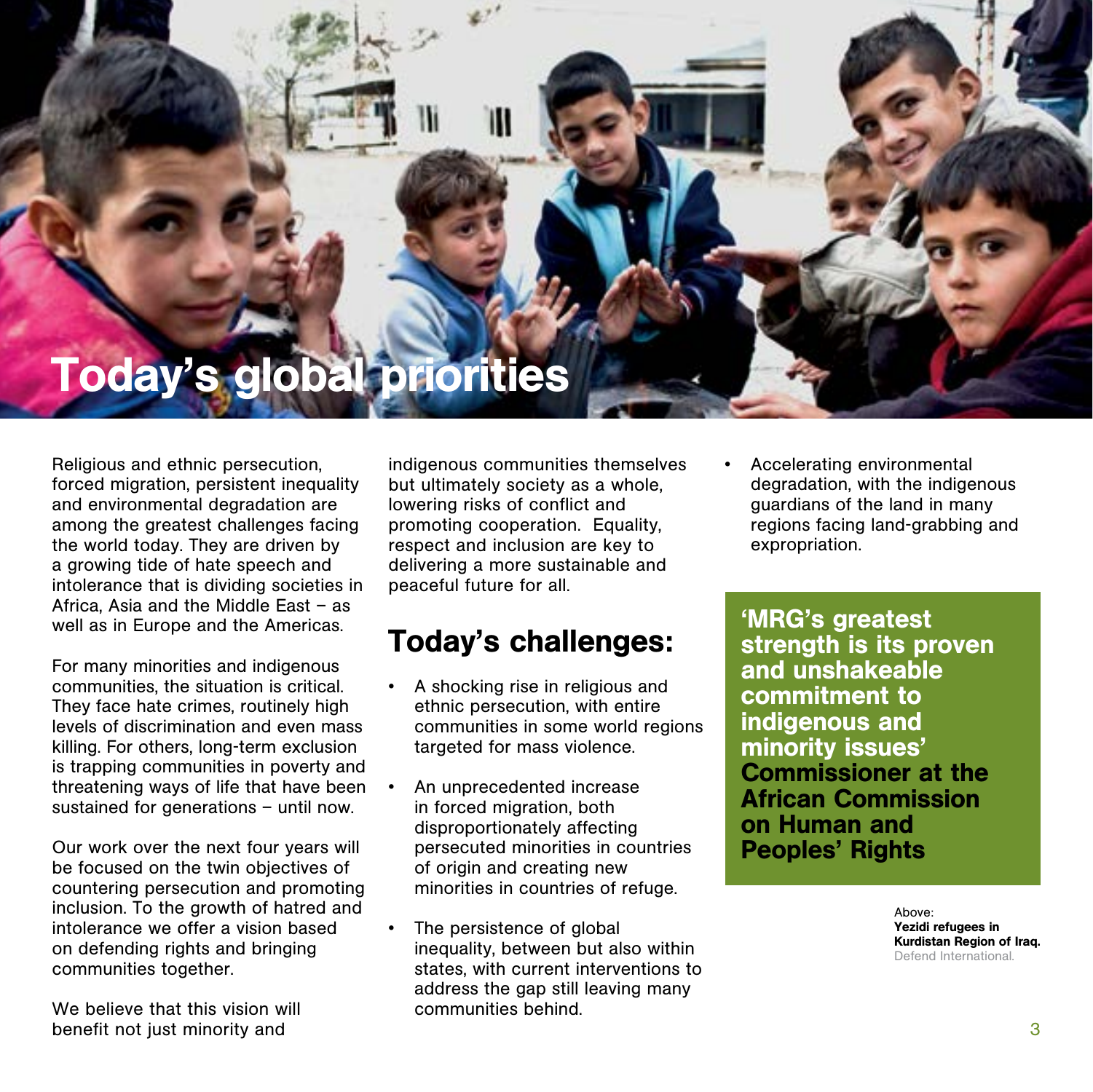# Today's global priorities

Religious and ethnic persecution, forced migration, persistent inequality and environmental degradation are among the greatest challenges facing the world today. They are driven by a growing tide of hate speech and intolerance that is dividing societies in Africa, Asia and the Middle East – as well as in Europe and the Americas.

For many minorities and indigenous communities, the situation is critical. They face hate crimes, routinely high levels of discrimination and even mass killing. For others, long-term exclusion is trapping communities in poverty and threatening ways of life that have been sustained for generations – until now.

Our work over the next four years will be focused on the twin objectives of countering persecution and promoting inclusion. To the growth of hatred and intolerance we offer a vision based on defending rights and bringing communities together.

We believe that this vision will benefit not just minority and indigenous communities themselves but ultimately society as a whole, lowering risks of conflict and promoting cooperation. Equality, respect and inclusion are key to delivering a more sustainable and peaceful future for all.

## Today's challenges:

- A shocking rise in religious and ethnic persecution, with entire communities in some world regions targeted for mass violence.
- An unprecedented increase in forced migration, both disproportionately affecting persecuted minorities in countries of origin and creating new minorities in countries of refuge.
- The persistence of global inequality, between but also within states, with current interventions to address the gap still leaving many communities behind.
- Accelerating environmental degradation, with the indigenous guardians of the land in many regions facing land-grabbing and expropriation.

**'MRG's greatest strength is its proven and unshakeable commitment to indigenous and minority issues'**
**Commissioner at the African Commission on Human and Peoples' Rights**

Above:
**Yezidi refugees in Kurdistan Region of Iraq.**
Defend International.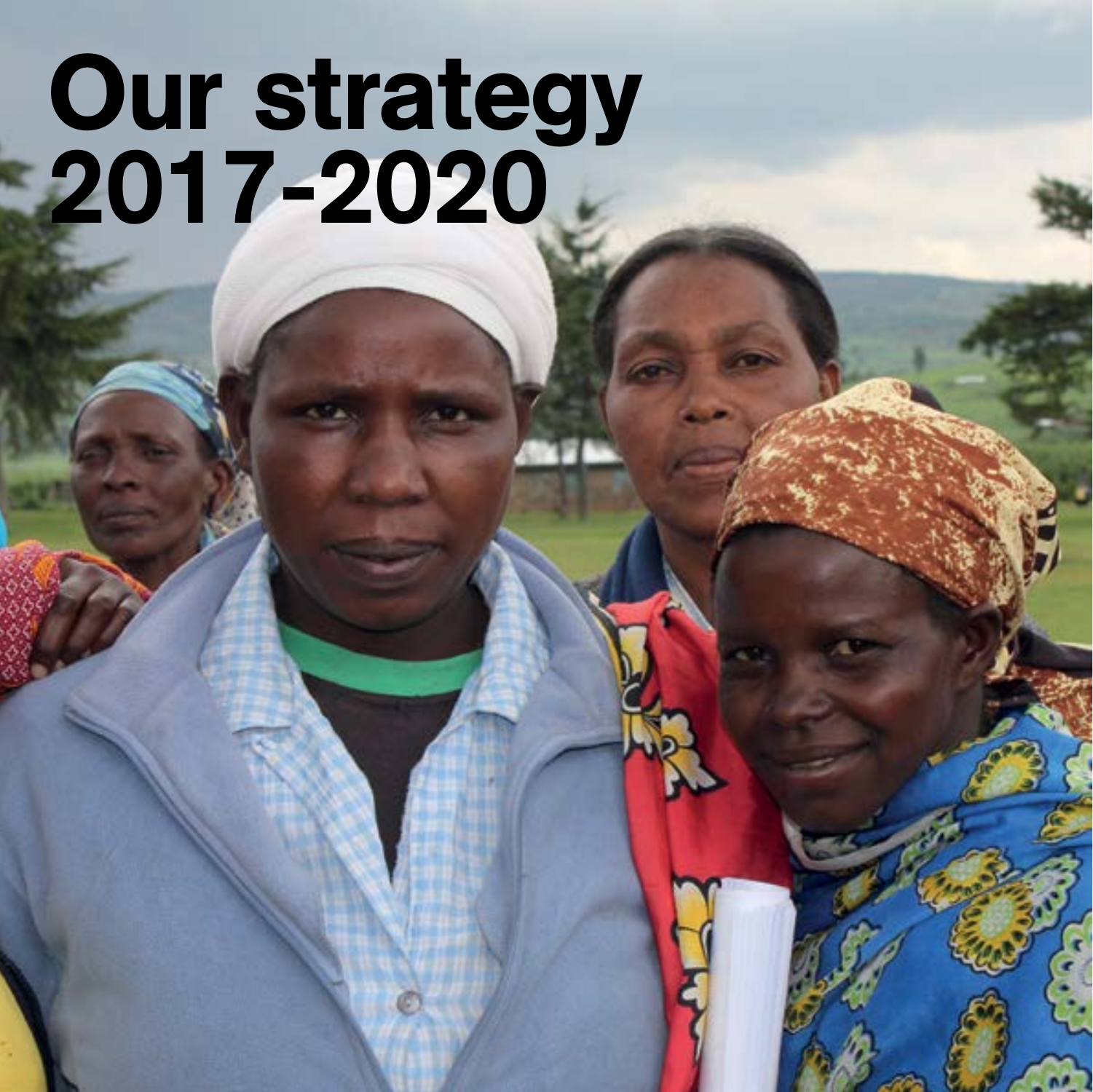# Our strategy 2017-2020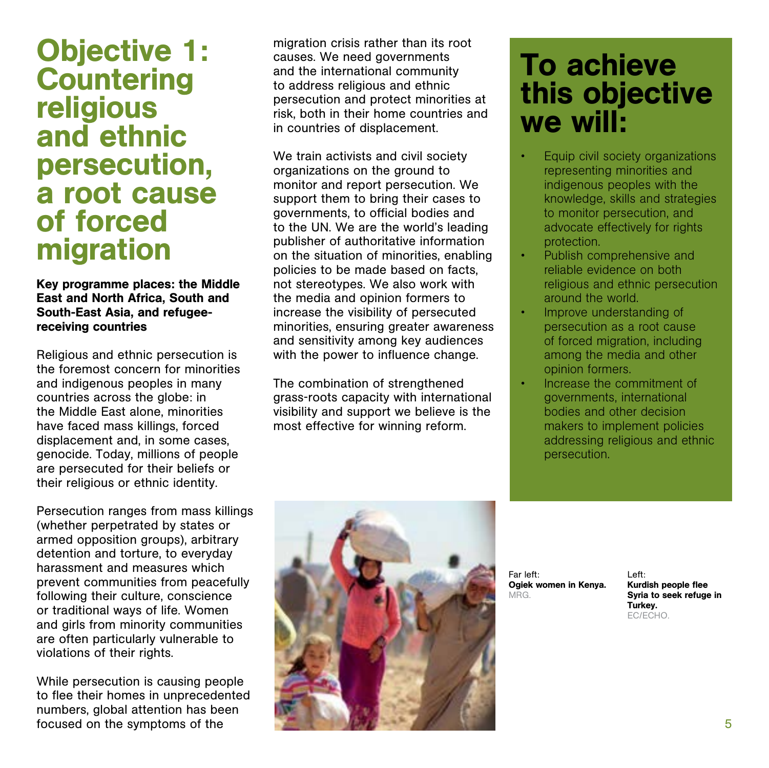# Objective 1: Countering religious and ethnic persecution, a root cause of forced migration

**Key programme places: the Middle East and North Africa, South and South-East Asia, and refugee-receiving countries**

Religious and ethnic persecution is the foremost concern for minorities and indigenous peoples in many countries across the globe: in the Middle East alone, minorities have faced mass killings, forced displacement and, in some cases, genocide. Today, millions of people are persecuted for their beliefs or their religious or ethnic identity.

Persecution ranges from mass killings (whether perpetrated by states or armed opposition groups), arbitrary detention and torture, to everyday harassment and measures which prevent communities from peacefully following their culture, conscience or traditional ways of life. Women and girls from minority communities are often particularly vulnerable to violations of their rights.

While persecution is causing people to flee their homes in unprecedented numbers, global attention has been focused on the symptoms of the migration crisis rather than its root causes. We need governments and the international community to address religious and ethnic persecution and protect minorities at risk, both in their home countries and in countries of displacement.

We train activists and civil society organizations on the ground to monitor and report persecution. We support them to bring their cases to governments, to official bodies and to the UN. We are the world's leading publisher of authoritative information on the situation of minorities, enabling policies to be made based on facts, not stereotypes. We also work with the media and opinion formers to increase the visibility of persecuted minorities, ensuring greater awareness and sensitivity among key audiences with the power to influence change.

The combination of strengthened grass-roots capacity with international visibility and support we believe is the most effective for winning reform.

## To achieve this objective we will:

- Equip civil society organizations representing minorities and indigenous peoples with the knowledge, skills and strategies to monitor persecution, and advocate effectively for rights protection.
- Publish comprehensive and reliable evidence on both religious and ethnic persecution around the world.
- Improve understanding of persecution as a root cause of forced migration, including among the media and other opinion formers.
- Increase the commitment of governments, international bodies and other decision makers to implement policies addressing religious and ethnic persecution.

Far left:
**Ogiek women in Kenya.**
MRG.

Left:
**Kurdish people flee Syria to seek refuge in Turkey.**
EC/ECHO.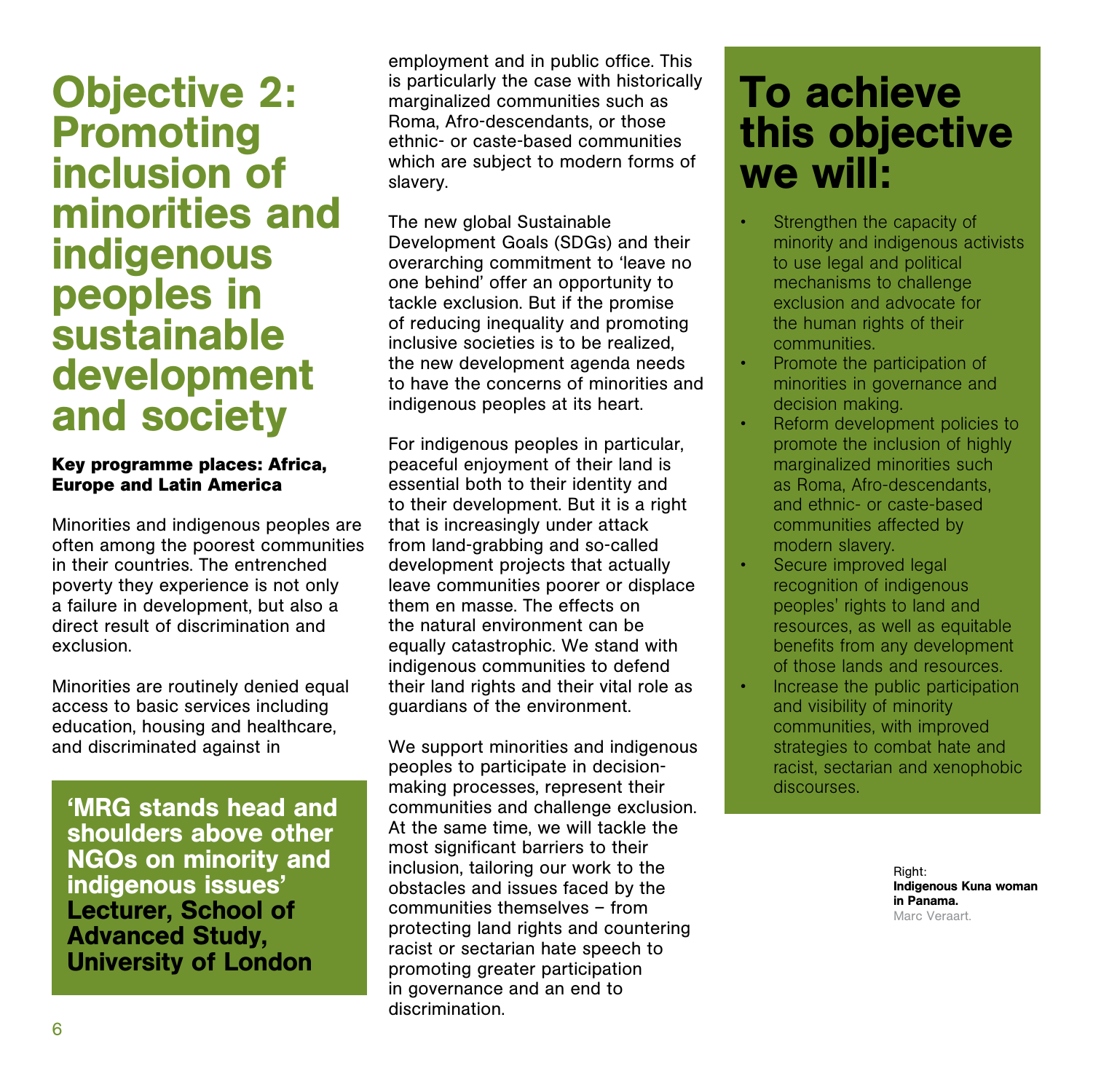# Objective 2: Promoting inclusion of minorities and indigenous peoples in sustainable development and society

**Key programme places: Africa, Europe and Latin America**

Minorities and indigenous peoples are often among the poorest communities in their countries. The entrenched poverty they experience is not only a failure in development, but also a direct result of discrimination and exclusion.

Minorities are routinely denied equal access to basic services including education, housing and healthcare, and discriminated against in employment and in public office. This is particularly the case with historically marginalized communities such as Roma, Afro-descendants, or those ethnic- or caste-based communities which are subject to modern forms of slavery.

The new global Sustainable Development Goals (SDGs) and their overarching commitment to 'leave no one behind' offer an opportunity to tackle exclusion. But if the promise of reducing inequality and promoting inclusive societies is to be realized, the new development agenda needs to have the concerns of minorities and indigenous peoples at its heart.

For indigenous peoples in particular, peaceful enjoyment of their land is essential both to their identity and to their development. But it is a right that is increasingly under attack from land-grabbing and so-called development projects that actually leave communities poorer or displace them en masse. The effects on the natural environment can be equally catastrophic. We stand with indigenous communities to defend their land rights and their vital role as guardians of the environment.

We support minorities and indigenous peoples to participate in decision-making processes, represent their communities and challenge exclusion. At the same time, we will tackle the most significant barriers to their inclusion, tailoring our work to the obstacles and issues faced by the communities themselves – from protecting land rights and countering racist or sectarian hate speech to promoting greater participation in governance and an end to discrimination.

> **'MRG stands head and shoulders above other NGOs on minority and indigenous issues'**
> **Lecturer, School of Advanced Study, University of London**

## To achieve this objective we will:

- Strengthen the capacity of minority and indigenous activists to use legal and political mechanisms to challenge exclusion and advocate for the human rights of their communities.
- Promote the participation of minorities in governance and decision making.
- Reform development policies to promote the inclusion of highly marginalized minorities such as Roma, Afro-descendants, and ethnic- or caste-based communities affected by modern slavery.
- Secure improved legal recognition of indigenous peoples' rights to land and resources, as well as equitable benefits from any development of those lands and resources.
- Increase the public participation and visibility of minority communities, with improved strategies to combat hate and racist, sectarian and xenophobic discourses.

Right:
**Indigenous Kuna woman in Panama.**
Marc Veraart.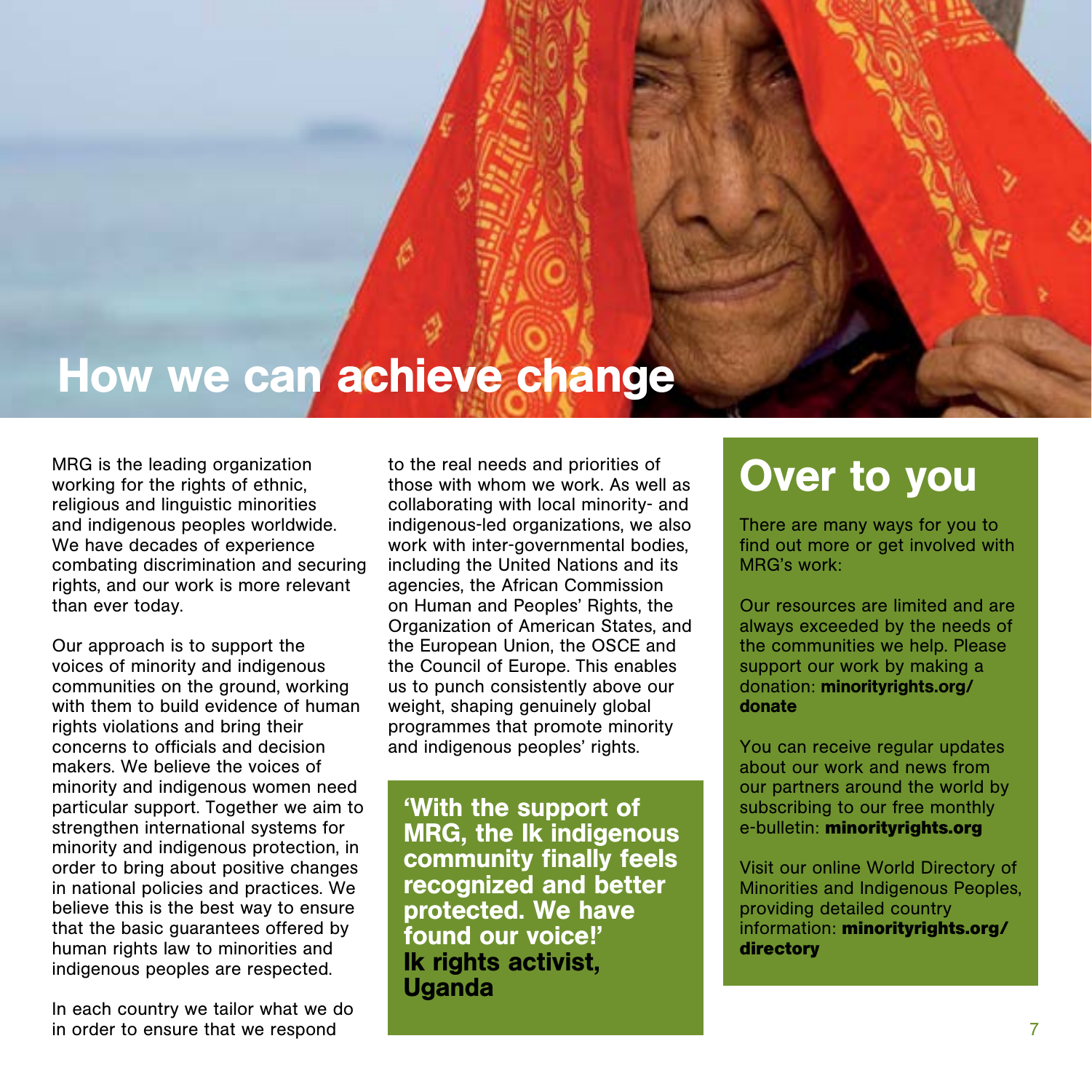# How we can achieve change

MRG is the leading organization working for the rights of ethnic, religious and linguistic minorities and indigenous peoples worldwide. We have decades of experience combating discrimination and securing rights, and our work is more relevant than ever today.

Our approach is to support the voices of minority and indigenous communities on the ground, working with them to build evidence of human rights violations and bring their concerns to officials and decision makers. We believe the voices of minority and indigenous women need particular support. Together we aim to strengthen international systems for minority and indigenous protection, in order to bring about positive changes in national policies and practices. We believe this is the best way to ensure that the basic guarantees offered by human rights law to minorities and indigenous peoples are respected.

In each country we tailor what we do in order to ensure that we respond to the real needs and priorities of those with whom we work. As well as collaborating with local minority- and indigenous-led organizations, we also work with inter-governmental bodies, including the United Nations and its agencies, the African Commission on Human and Peoples' Rights, the Organization of American States, and the European Union, the OSCE and the Council of Europe. This enables us to punch consistently above our weight, shaping genuinely global programmes that promote minority and indigenous peoples' rights.

**'With the support of MRG, the Ik indigenous community finally feels recognized and better protected. We have found our voice!'**
**Ik rights activist, Uganda**

## Over to you

There are many ways for you to find out more or get involved with MRG's work:

Our resources are limited and are always exceeded by the needs of the communities we help. Please support our work by making a donation: **minorityrights.org/donate**

You can receive regular updates about our work and news from our partners around the world by subscribing to our free monthly e-bulletin: **minorityrights.org**

Visit our online World Directory of Minorities and Indigenous Peoples, providing detailed country information: **minorityrights.org/directory**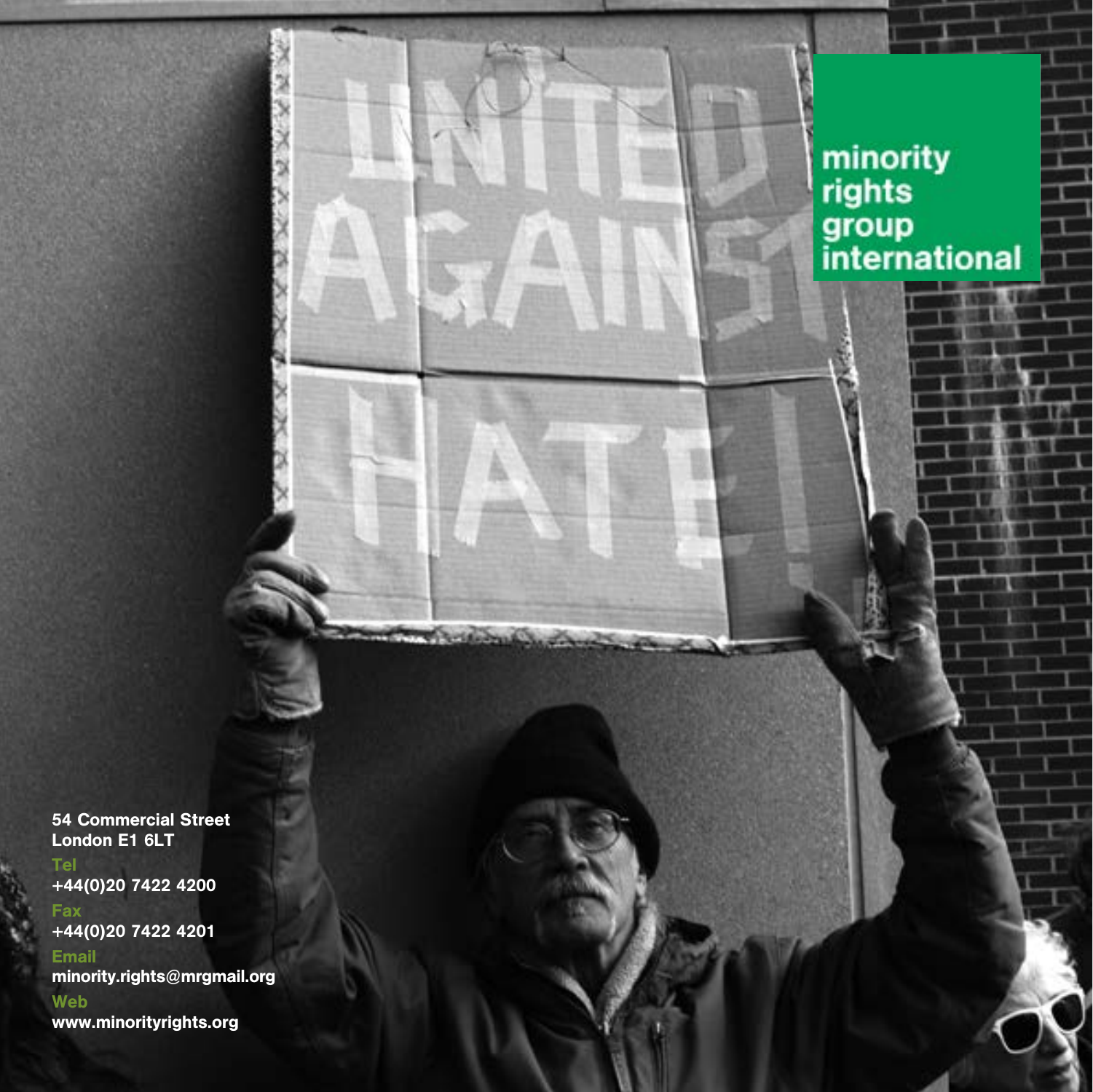minority rights group international

54 Commercial Street
London E1 6LT

Tel
+44(0)20 7422 4200

Fax
+44(0)20 7422 4201

Email
minority.rights@mrgmail.org

Web
www.minorityrights.org